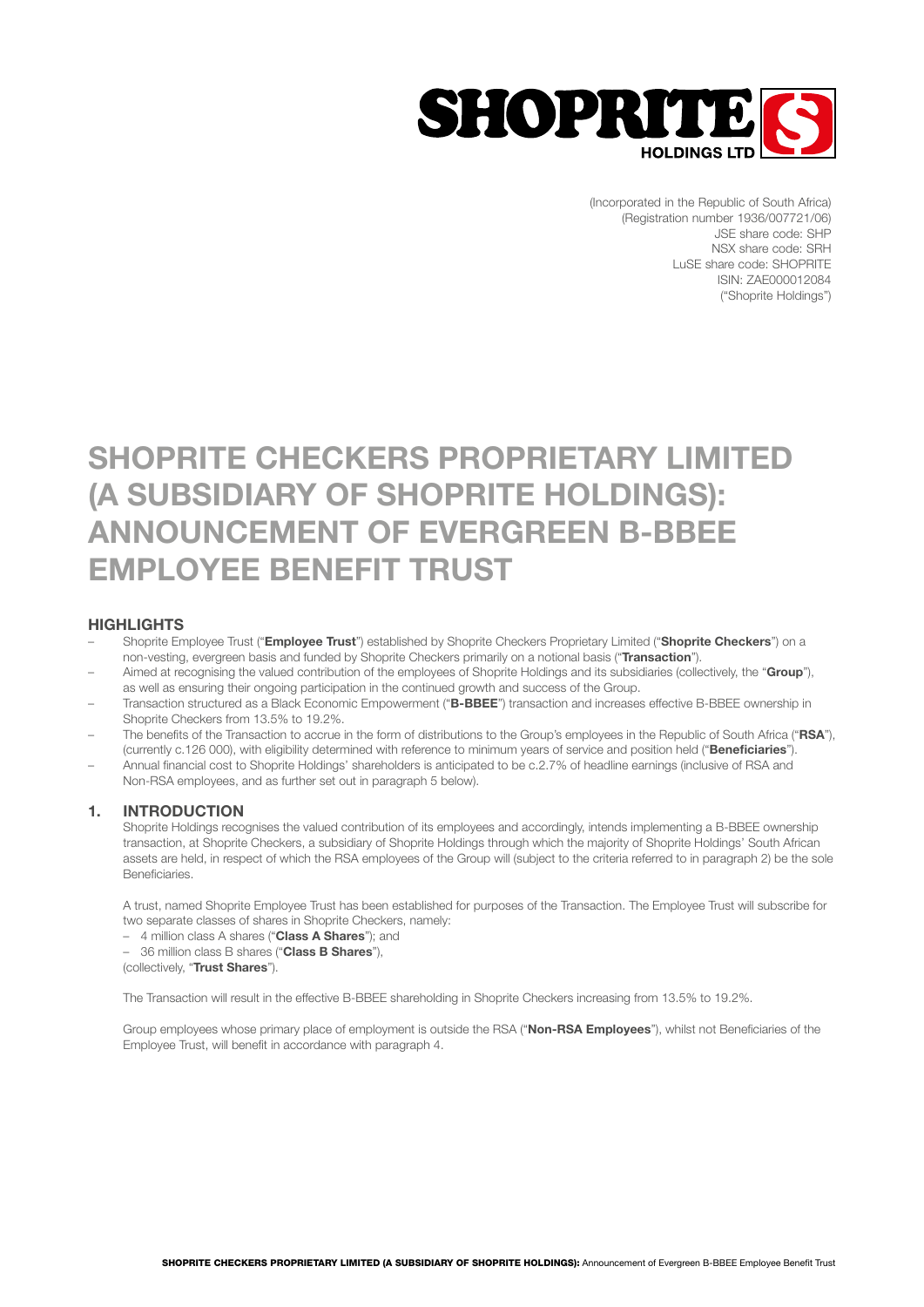SHOPRITE HOLDINGS LTD

(Incorporated in the Republic of South Africa)
(Registration number 1936/007721/06)
JSE share code: SHP
NSX share code: SRH
LuSE share code: SHOPRITE
ISIN: ZAE000012084
("Shoprite Holdings")

# SHOPRITE CHECKERS PROPRIETARY LIMITED (A SUBSIDIARY OF SHOPRITE HOLDINGS): ANNOUNCEMENT OF EVERGREEN B-BBEE EMPLOYEE BENEFIT TRUST

## HIGHLIGHTS

- Shoprite Employee Trust ("**Employee Trust**") established by Shoprite Checkers Proprietary Limited ("**Shoprite Checkers**") on a non-vesting, evergreen basis and funded by Shoprite Checkers primarily on a notional basis ("**Transaction**").
- Aimed at recognising the valued contribution of the employees of Shoprite Holdings and its subsidiaries (collectively, the "**Group**"), as well as ensuring their ongoing participation in the continued growth and success of the Group.
- Transaction structured as a Black Economic Empowerment ("**B-BBEE**") transaction and increases effective B-BBEE ownership in Shoprite Checkers from 13.5% to 19.2%.
- The benefits of the Transaction to accrue in the form of distributions to the Group's employees in the Republic of South Africa ("**RSA**"), (currently c.126 000), with eligibility determined with reference to minimum years of service and position held ("**Beneficiaries**").
- Annual financial cost to Shoprite Holdings' shareholders is anticipated to be c.2.7% of headline earnings (inclusive of RSA and Non-RSA employees, and as further set out in paragraph 5 below).

## 1. INTRODUCTION

Shoprite Holdings recognises the valued contribution of its employees and accordingly, intends implementing a B-BBEE ownership transaction, at Shoprite Checkers, a subsidiary of Shoprite Holdings through which the majority of Shoprite Holdings' South African assets are held, in respect of which the RSA employees of the Group will (subject to the criteria referred to in paragraph 2) be the sole Beneficiaries.

A trust, named Shoprite Employee Trust has been established for purposes of the Transaction. The Employee Trust will subscribe for two separate classes of shares in Shoprite Checkers, namely:

- 4 million class A shares ("**Class A Shares**"); and
- 36 million class B shares ("**Class B Shares**"),

(collectively, "**Trust Shares**").

The Transaction will result in the effective B-BBEE shareholding in Shoprite Checkers increasing from 13.5% to 19.2%.

Group employees whose primary place of employment is outside the RSA ("**Non-RSA Employees**"), whilst not Beneficiaries of the Employee Trust, will benefit in accordance with paragraph 4.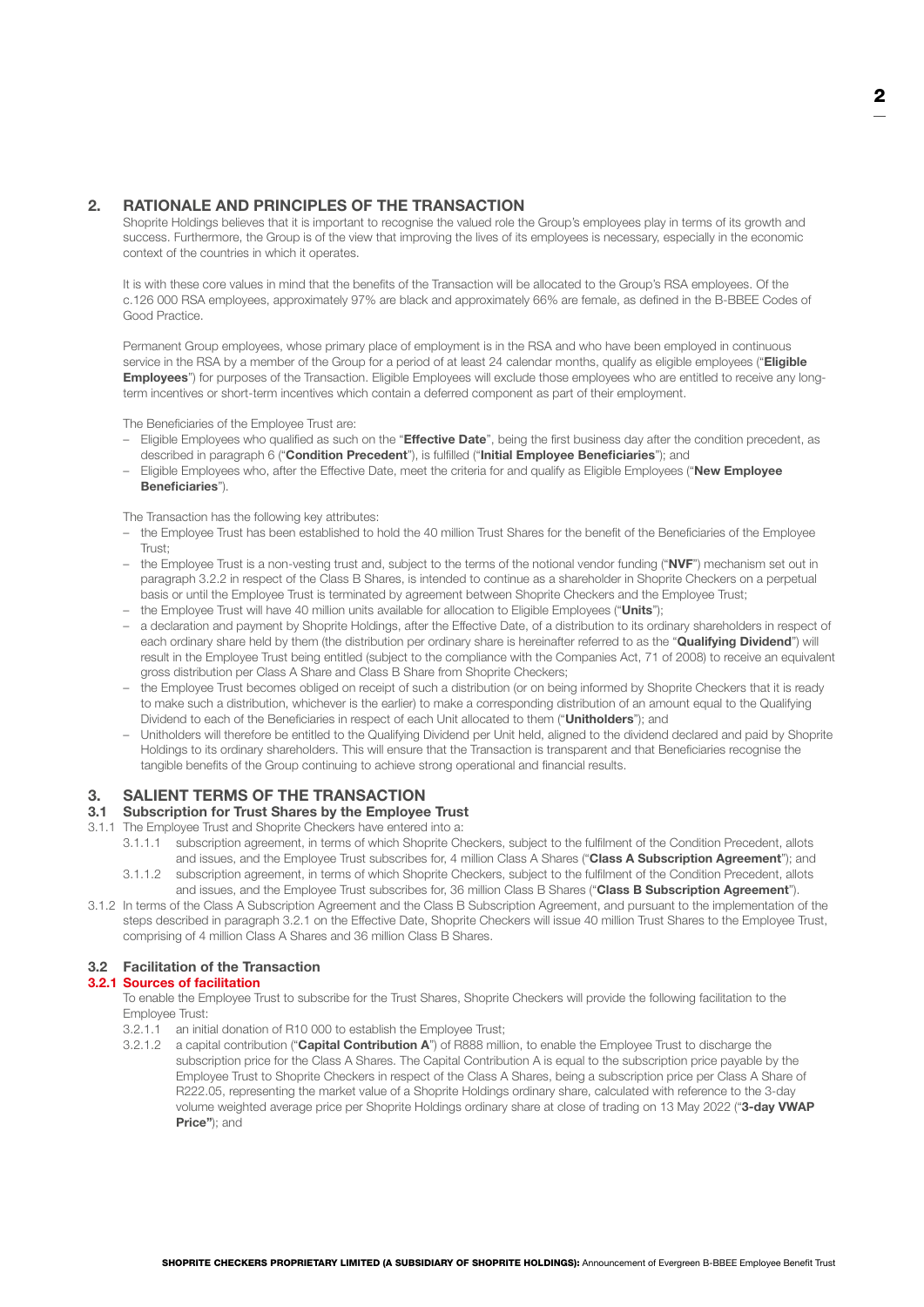## 2. RATIONALE AND PRINCIPLES OF THE TRANSACTION

Shoprite Holdings believes that it is important to recognise the valued role the Group's employees play in terms of its growth and success. Furthermore, the Group is of the view that improving the lives of its employees is necessary, especially in the economic context of the countries in which it operates.

It is with these core values in mind that the benefits of the Transaction will be allocated to the Group's RSA employees. Of the c.126 000 RSA employees, approximately 97% are black and approximately 66% are female, as defined in the B-BBEE Codes of Good Practice.

Permanent Group employees, whose primary place of employment is in the RSA and who have been employed in continuous service in the RSA by a member of the Group for a period of at least 24 calendar months, qualify as eligible employees ("**Eligible Employees**") for purposes of the Transaction. Eligible Employees will exclude those employees who are entitled to receive any long-term incentives or short-term incentives which contain a deferred component as part of their employment.

The Beneficiaries of the Employee Trust are:

- Eligible Employees who qualified as such on the "**Effective Date**", being the first business day after the condition precedent, as described in paragraph 6 ("**Condition Precedent**"), is fulfilled ("**Initial Employee Beneficiaries**"); and
- Eligible Employees who, after the Effective Date, meet the criteria for and qualify as Eligible Employees ("**New Employee Beneficiaries**").

The Transaction has the following key attributes:

- the Employee Trust has been established to hold the 40 million Trust Shares for the benefit of the Beneficiaries of the Employee Trust;
- the Employee Trust is a non-vesting trust and, subject to the terms of the notional vendor funding ("**NVF**") mechanism set out in paragraph 3.2.2 in respect of the Class B Shares, is intended to continue as a shareholder in Shoprite Checkers on a perpetual basis or until the Employee Trust is terminated by agreement between Shoprite Checkers and the Employee Trust;
- the Employee Trust will have 40 million units available for allocation to Eligible Employees ("**Units**");
- a declaration and payment by Shoprite Holdings, after the Effective Date, of a distribution to its ordinary shareholders in respect of each ordinary share held by them (the distribution per ordinary share is hereinafter referred to as the "**Qualifying Dividend**") will result in the Employee Trust being entitled (subject to the compliance with the Companies Act, 71 of 2008) to receive an equivalent gross distribution per Class A Share and Class B Share from Shoprite Checkers;
- the Employee Trust becomes obliged on receipt of such a distribution (or on being informed by Shoprite Checkers that it is ready to make such a distribution, whichever is the earlier) to make a corresponding distribution of an amount equal to the Qualifying Dividend to each of the Beneficiaries in respect of each Unit allocated to them ("**Unitholders**"); and
- Unitholders will therefore be entitled to the Qualifying Dividend per Unit held, aligned to the dividend declared and paid by Shoprite Holdings to its ordinary shareholders. This will ensure that the Transaction is transparent and that Beneficiaries recognise the tangible benefits of the Group continuing to achieve strong operational and financial results.

## 3. SALIENT TERMS OF THE TRANSACTION

### 3.1 Subscription for Trust Shares by the Employee Trust

3.1.1 The Employee Trust and Shoprite Checkers have entered into a:

3.1.1.1 subscription agreement, in terms of which Shoprite Checkers, subject to the fulfilment of the Condition Precedent, allots and issues, and the Employee Trust subscribes for, 4 million Class A Shares ("**Class A Subscription Agreement**"); and

3.1.1.2 subscription agreement, in terms of which Shoprite Checkers, subject to the fulfilment of the Condition Precedent, allots and issues, and the Employee Trust subscribes for, 36 million Class B Shares ("**Class B Subscription Agreement**").

3.1.2 In terms of the Class A Subscription Agreement and the Class B Subscription Agreement, and pursuant to the implementation of the steps described in paragraph 3.2.1 on the Effective Date, Shoprite Checkers will issue 40 million Trust Shares to the Employee Trust, comprising of 4 million Class A Shares and 36 million Class B Shares.

### 3.2 Facilitation of the Transaction

#### 3.2.1 Sources of facilitation

To enable the Employee Trust to subscribe for the Trust Shares, Shoprite Checkers will provide the following facilitation to the Employee Trust:

3.2.1.1 an initial donation of R10 000 to establish the Employee Trust;

3.2.1.2 a capital contribution ("**Capital Contribution A**") of R888 million, to enable the Employee Trust to discharge the subscription price for the Class A Shares. The Capital Contribution A is equal to the subscription price payable by the Employee Trust to Shoprite Checkers in respect of the Class A Shares, being a subscription price per Class A Share of R222.05, representing the market value of a Shoprite Holdings ordinary share, calculated with reference to the 3-day volume weighted average price per Shoprite Holdings ordinary share at close of trading on 13 May 2022 ("**3-day VWAP Price"**); and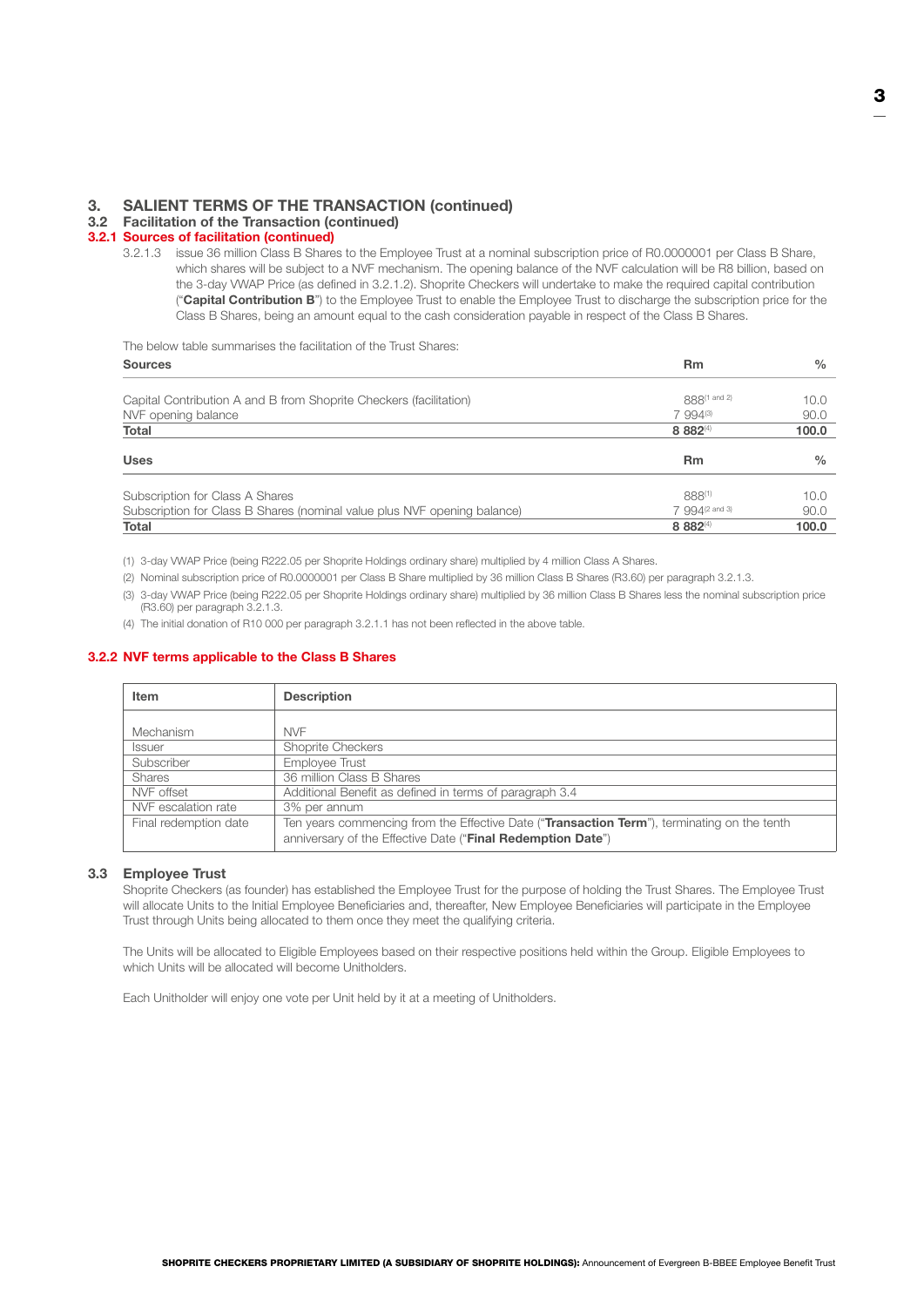## 3. SALIENT TERMS OF THE TRANSACTION (continued)

### 3.2 Facilitation of the Transaction (continued)

#### 3.2.1 Sources of facilitation (continued)

3.2.1.3 issue 36 million Class B Shares to the Employee Trust at a nominal subscription price of R0.0000001 per Class B Share, which shares will be subject to a NVF mechanism. The opening balance of the NVF calculation will be R8 billion, based on the 3-day VWAP Price (as defined in 3.2.1.2). Shoprite Checkers will undertake to make the required capital contribution ("**Capital Contribution B**") to the Employee Trust to enable the Employee Trust to discharge the subscription price for the Class B Shares, being an amount equal to the cash consideration payable in respect of the Class B Shares.

The below table summarises the facilitation of the Trust Shares:

| **Sources** | **Rm** | **%** |
|---|---|---|
| Capital Contribution A and B from Shoprite Checkers (facilitation) | 888[1 and 2] | 10.0 |
| NVF opening balance | 7 994[3] | 90.0 |
| **Total** | **8 882**[4] | **100.0** |

| **Uses** | **Rm** | **%** |
|---|---|---|
| Subscription for Class A Shares | 888[1] | 10.0 |
| Subscription for Class B Shares (nominal value plus NVF opening balance) | 7 994[2 and 3] | 90.0 |
| **Total** | **8 882**[4] | **100.0** |

(1) 3-day VWAP Price (being R222.05 per Shoprite Holdings ordinary share) multiplied by 4 million Class A Shares.

(2) Nominal subscription price of R0.0000001 per Class B Share multiplied by 36 million Class B Shares (R3.60) per paragraph 3.2.1.3.

(3) 3-day VWAP Price (being R222.05 per Shoprite Holdings ordinary share) multiplied by 36 million Class B Shares less the nominal subscription price (R3.60) per paragraph 3.2.1.3.

(4) The initial donation of R10 000 per paragraph 3.2.1.1 has not been reflected in the above table.

#### 3.2.2 NVF terms applicable to the Class B Shares

| **Item** | **Description** |
|---|---|
| Mechanism | NVF |
| Issuer | Shoprite Checkers |
| Subscriber | Employee Trust |
| Shares | 36 million Class B Shares |
| NVF offset | Additional Benefit as defined in terms of paragraph 3.4 |
| NVF escalation rate | 3% per annum |
| Final redemption date | Ten years commencing from the Effective Date ("**Transaction Term**"), terminating on the tenth anniversary of the Effective Date ("**Final Redemption Date**") |

### 3.3 Employee Trust

Shoprite Checkers (as founder) has established the Employee Trust for the purpose of holding the Trust Shares. The Employee Trust will allocate Units to the Initial Employee Beneficiaries and, thereafter, New Employee Beneficiaries will participate in the Employee Trust through Units being allocated to them once they meet the qualifying criteria.

The Units will be allocated to Eligible Employees based on their respective positions held within the Group. Eligible Employees to which Units will be allocated will become Unitholders.

Each Unitholder will enjoy one vote per Unit held by it at a meeting of Unitholders.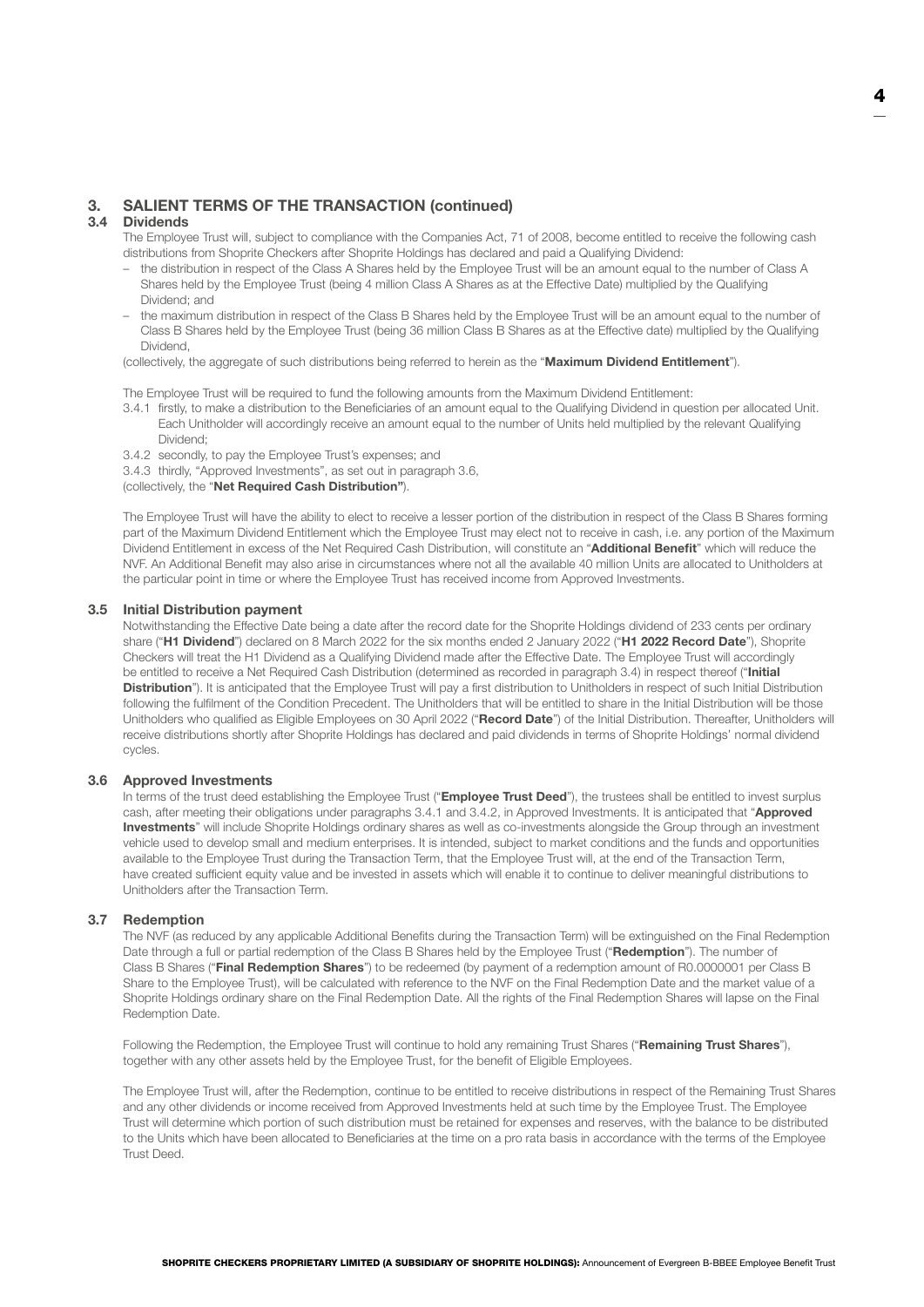## 3. SALIENT TERMS OF THE TRANSACTION (continued)

### 3.4 Dividends

The Employee Trust will, subject to compliance with the Companies Act, 71 of 2008, become entitled to receive the following cash distributions from Shoprite Checkers after Shoprite Holdings has declared and paid a Qualifying Dividend:

- the distribution in respect of the Class A Shares held by the Employee Trust will be an amount equal to the number of Class A Shares held by the Employee Trust (being 4 million Class A Shares as at the Effective Date) multiplied by the Qualifying Dividend; and
- the maximum distribution in respect of the Class B Shares held by the Employee Trust will be an amount equal to the number of Class B Shares held by the Employee Trust (being 36 million Class B Shares as at the Effective date) multiplied by the Qualifying Dividend,

(collectively, the aggregate of such distributions being referred to herein as the "**Maximum Dividend Entitlement**").

The Employee Trust will be required to fund the following amounts from the Maximum Dividend Entitlement:

3.4.1 firstly, to make a distribution to the Beneficiaries of an amount equal to the Qualifying Dividend in question per allocated Unit. Each Unitholder will accordingly receive an amount equal to the number of Units held multiplied by the relevant Qualifying Dividend;

3.4.2 secondly, to pay the Employee Trust's expenses; and

3.4.3 thirdly, "Approved Investments", as set out in paragraph 3.6,

(collectively, the "**Net Required Cash Distribution"**).

The Employee Trust will have the ability to elect to receive a lesser portion of the distribution in respect of the Class B Shares forming part of the Maximum Dividend Entitlement which the Employee Trust may elect not to receive in cash, i.e. any portion of the Maximum Dividend Entitlement in excess of the Net Required Cash Distribution, will constitute an "**Additional Benefit**" which will reduce the NVF. An Additional Benefit may also arise in circumstances where not all the available 40 million Units are allocated to Unitholders at the particular point in time or where the Employee Trust has received income from Approved Investments.

### 3.5 Initial Distribution payment

Notwithstanding the Effective Date being a date after the record date for the Shoprite Holdings dividend of 233 cents per ordinary share ("**H1 Dividend**") declared on 8 March 2022 for the six months ended 2 January 2022 ("**H1 2022 Record Date**"), Shoprite Checkers will treat the H1 Dividend as a Qualifying Dividend made after the Effective Date. The Employee Trust will accordingly be entitled to receive a Net Required Cash Distribution (determined as recorded in paragraph 3.4) in respect thereof ("**Initial Distribution**"). It is anticipated that the Employee Trust will pay a first distribution to Unitholders in respect of such Initial Distribution following the fulfilment of the Condition Precedent. The Unitholders that will be entitled to share in the Initial Distribution will be those Unitholders who qualified as Eligible Employees on 30 April 2022 ("**Record Date**") of the Initial Distribution. Thereafter, Unitholders will receive distributions shortly after Shoprite Holdings has declared and paid dividends in terms of Shoprite Holdings' normal dividend cycles.

### 3.6 Approved Investments

In terms of the trust deed establishing the Employee Trust ("**Employee Trust Deed**"), the trustees shall be entitled to invest surplus cash, after meeting their obligations under paragraphs 3.4.1 and 3.4.2, in Approved Investments. It is anticipated that "**Approved Investments**" will include Shoprite Holdings ordinary shares as well as co-investments alongside the Group through an investment vehicle used to develop small and medium enterprises. It is intended, subject to market conditions and the funds and opportunities available to the Employee Trust during the Transaction Term, that the Employee Trust will, at the end of the Transaction Term, have created sufficient equity value and be invested in assets which will enable it to continue to deliver meaningful distributions to Unitholders after the Transaction Term.

### 3.7 Redemption

The NVF (as reduced by any applicable Additional Benefits during the Transaction Term) will be extinguished on the Final Redemption Date through a full or partial redemption of the Class B Shares held by the Employee Trust ("**Redemption**"). The number of Class B Shares ("**Final Redemption Shares**") to be redeemed (by payment of a redemption amount of R0.0000001 per Class B Share to the Employee Trust), will be calculated with reference to the NVF on the Final Redemption Date and the market value of a Shoprite Holdings ordinary share on the Final Redemption Date. All the rights of the Final Redemption Shares will lapse on the Final Redemption Date.

Following the Redemption, the Employee Trust will continue to hold any remaining Trust Shares ("**Remaining Trust Shares**"), together with any other assets held by the Employee Trust, for the benefit of Eligible Employees.

The Employee Trust will, after the Redemption, continue to be entitled to receive distributions in respect of the Remaining Trust Shares and any other dividends or income received from Approved Investments held at such time by the Employee Trust. The Employee Trust will determine which portion of such distribution must be retained for expenses and reserves, with the balance to be distributed to the Units which have been allocated to Beneficiaries at the time on a pro rata basis in accordance with the terms of the Employee Trust Deed.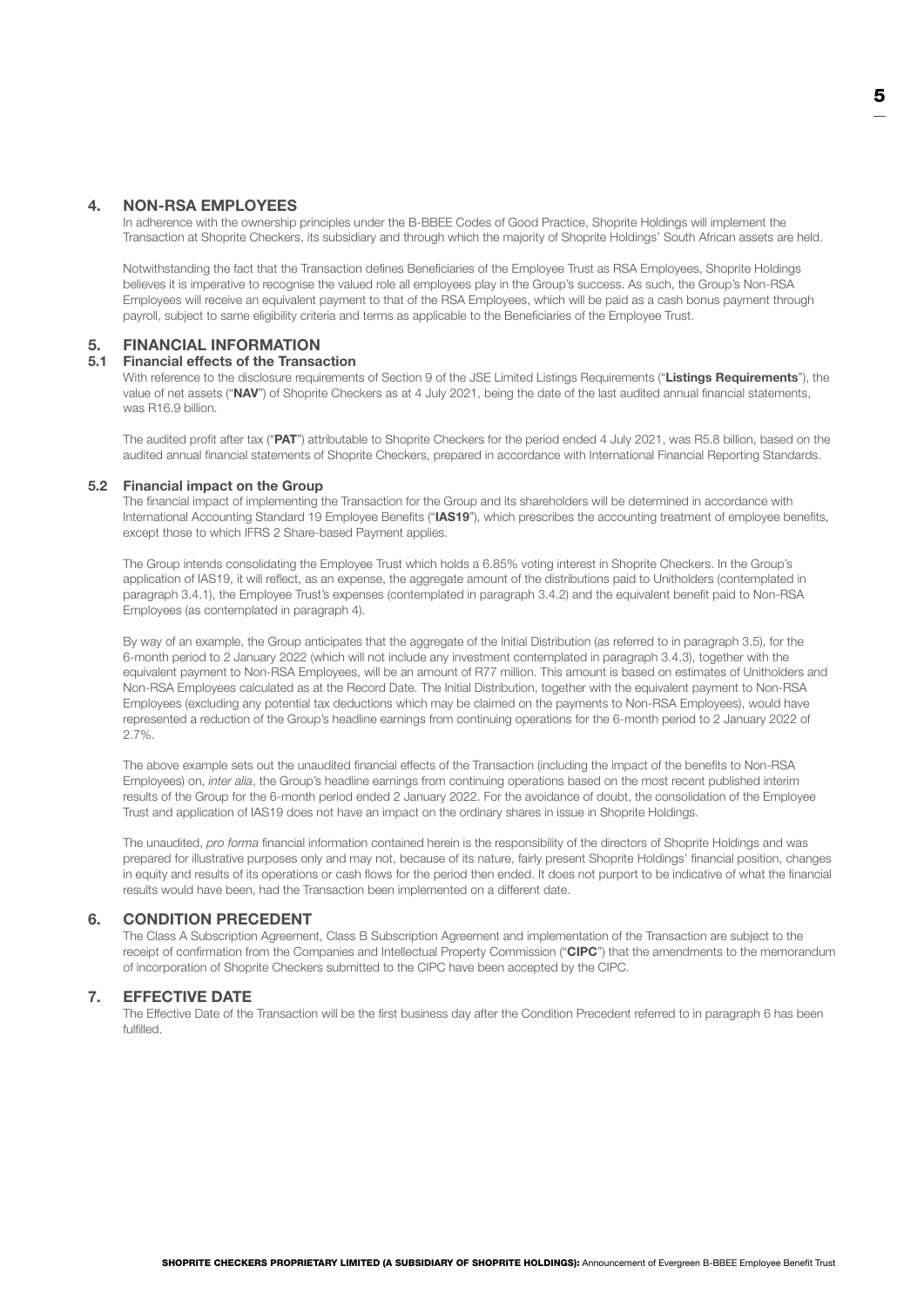## 4. NON-RSA EMPLOYEES

In adherence with the ownership principles under the B-BBEE Codes of Good Practice, Shoprite Holdings will implement the Transaction at Shoprite Checkers, its subsidiary and through which the majority of Shoprite Holdings' South African assets are held.

Notwithstanding the fact that the Transaction defines Beneficiaries of the Employee Trust as RSA Employees, Shoprite Holdings believes it is imperative to recognise the valued role all employees play in the Group's success. As such, the Group's Non-RSA Employees will receive an equivalent payment to that of the RSA Employees, which will be paid as a cash bonus payment through payroll, subject to same eligibility criteria and terms as applicable to the Beneficiaries of the Employee Trust.

## 5. FINANCIAL INFORMATION

### 5.1 Financial effects of the Transaction

With reference to the disclosure requirements of Section 9 of the JSE Limited Listings Requirements ("**Listings Requirements**"), the value of net assets ("**NAV**") of Shoprite Checkers as at 4 July 2021, being the date of the last audited annual financial statements, was R16.9 billion.

The audited profit after tax ("**PAT**") attributable to Shoprite Checkers for the period ended 4 July 2021, was R5.8 billion, based on the audited annual financial statements of Shoprite Checkers, prepared in accordance with International Financial Reporting Standards.

### 5.2 Financial impact on the Group

The financial impact of implementing the Transaction for the Group and its shareholders will be determined in accordance with International Accounting Standard 19 Employee Benefits ("**IAS19**"), which prescribes the accounting treatment of employee benefits, except those to which IFRS 2 Share-based Payment applies.

The Group intends consolidating the Employee Trust which holds a 6.85% voting interest in Shoprite Checkers. In the Group's application of IAS19, it will reflect, as an expense, the aggregate amount of the distributions paid to Unitholders (contemplated in paragraph 3.4.1), the Employee Trust's expenses (contemplated in paragraph 3.4.2) and the equivalent benefit paid to Non-RSA Employees (as contemplated in paragraph 4).

By way of an example, the Group anticipates that the aggregate of the Initial Distribution (as referred to in paragraph 3.5), for the 6-month period to 2 January 2022 (which will not include any investment contemplated in paragraph 3.4.3), together with the equivalent payment to Non-RSA Employees, will be an amount of R77 million. This amount is based on estimates of Unitholders and Non-RSA Employees calculated as at the Record Date. The Initial Distribution, together with the equivalent payment to Non-RSA Employees (excluding any potential tax deductions which may be claimed on the payments to Non-RSA Employees), would have represented a reduction of the Group's headline earnings from continuing operations for the 6-month period to 2 January 2022 of 2.7%.

The above example sets out the unaudited financial effects of the Transaction (including the impact of the benefits to Non-RSA Employees) on, *inter alia*, the Group's headline earnings from continuing operations based on the most recent published interim results of the Group for the 6-month period ended 2 January 2022. For the avoidance of doubt, the consolidation of the Employee Trust and application of IAS19 does not have an impact on the ordinary shares in issue in Shoprite Holdings.

The unaudited, *pro forma* financial information contained herein is the responsibility of the directors of Shoprite Holdings and was prepared for illustrative purposes only and may not, because of its nature, fairly present Shoprite Holdings' financial position, changes in equity and results of its operations or cash flows for the period then ended. It does not purport to be indicative of what the financial results would have been, had the Transaction been implemented on a different date.

## 6. CONDITION PRECEDENT

The Class A Subscription Agreement, Class B Subscription Agreement and implementation of the Transaction are subject to the receipt of confirmation from the Companies and Intellectual Property Commission ("**CIPC**") that the amendments to the memorandum of incorporation of Shoprite Checkers submitted to the CIPC have been accepted by the CIPC.

## 7. EFFECTIVE DATE

The Effective Date of the Transaction will be the first business day after the Condition Precedent referred to in paragraph 6 has been fulfilled.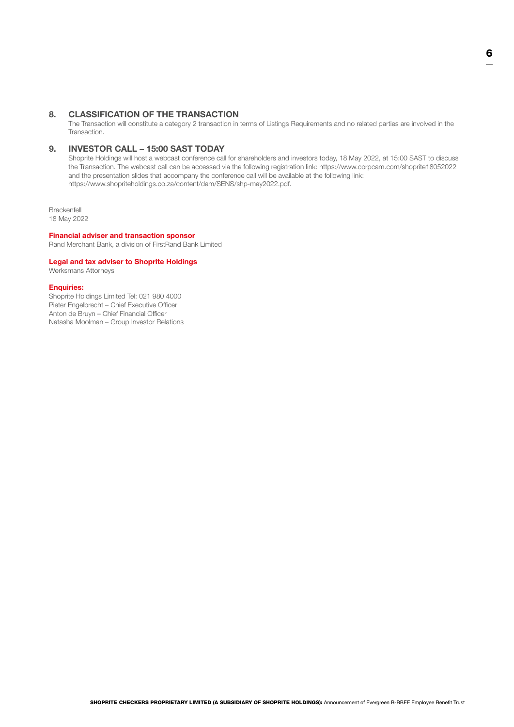## 8. CLASSIFICATION OF THE TRANSACTION

The Transaction will constitute a category 2 transaction in terms of Listings Requirements and no related parties are involved in the Transaction.

## 9. INVESTOR CALL – 15:00 SAST TODAY

Shoprite Holdings will host a webcast conference call for shareholders and investors today, 18 May 2022, at 15:00 SAST to discuss the Transaction. The webcast call can be accessed via the following registration link: https://www.corpcam.com/shoprite18052022 and the presentation slides that accompany the conference call will be available at the following link: https://www.shopriteholdings.co.za/content/dam/SENS/shp-may2022.pdf.

Brackenfell
18 May 2022

**Financial adviser and transaction sponsor**
Rand Merchant Bank, a division of FirstRand Bank Limited

**Legal and tax adviser to Shoprite Holdings**
Werksmans Attorneys

**Enquiries:**
Shoprite Holdings Limited Tel: 021 980 4000
Pieter Engelbrecht – Chief Executive Officer
Anton de Bruyn – Chief Financial Officer
Natasha Moolman – Group Investor Relations